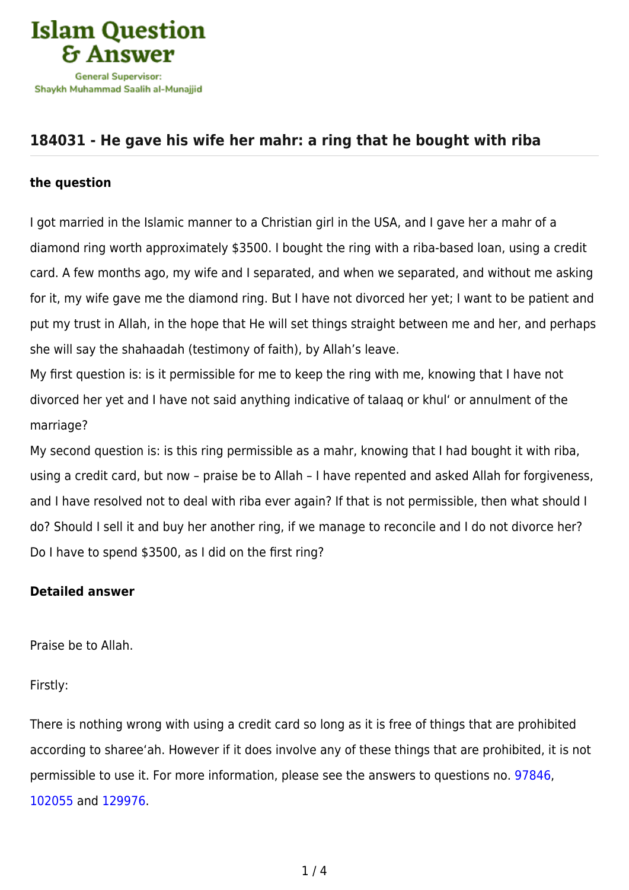# 184031 - He gave his wife her mahr: a ring that he bought with riba

## the question

I got married in the Islamic manner to a Christian girl in the USA, and I gave her a mahr of a diamond ring worth approximately $3500. I bought the ring with a riba-based loan, using a credit card. A few months ago, my wife and I separated, and when we separated, and without me asking for it, my wife gave me the diamond ring. But I have not divorced her yet; I want to be patient and put my trust in Allah, in the hope that He will set things straight between me and her, and perhaps she will say the shahaadah (testimony of faith), by Allah's leave.

My first question is: is it permissible for me to keep the ring with me, knowing that I have not divorced her yet and I have not said anything indicative of talaaq or khul' or annulment of the marriage?

My second question is: is this ring permissible as a mahr, knowing that I had bought it with riba, using a credit card, but now – praise be to Allah – I have repented and asked Allah for forgiveness, and I have resolved not to deal with riba ever again? If that is not permissible, then what should I do? Should I sell it and buy her another ring, if we manage to reconcile and I do not divorce her? Do I have to spend $3500, as I did on the first ring?

## Detailed answer

Praise be to Allah.

Firstly:

There is nothing wrong with using a credit card so long as it is free of things that are prohibited according to sharee'ah. However if it does involve any of these things that are prohibited, it is not permissible to use it. For more information, please see the answers to questions no. 97846, 102055 and 129976.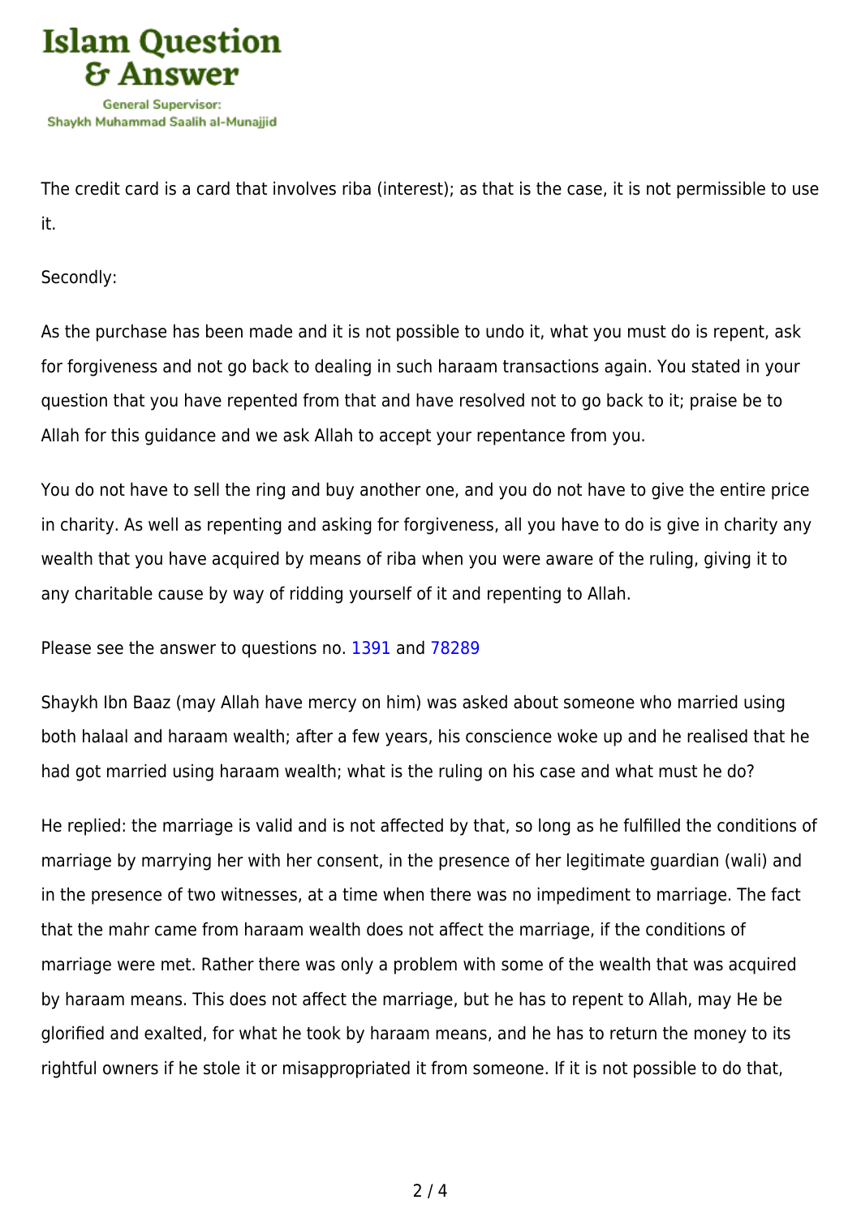The credit card is a card that involves riba (interest); as that is the case, it is not permissible to use it.

Secondly:

As the purchase has been made and it is not possible to undo it, what you must do is repent, ask for forgiveness and not go back to dealing in such haraam transactions again. You stated in your question that you have repented from that and have resolved not to go back to it; praise be to Allah for this guidance and we ask Allah to accept your repentance from you.

You do not have to sell the ring and buy another one, and you do not have to give the entire price in charity. As well as repenting and asking for forgiveness, all you have to do is give in charity any wealth that you have acquired by means of riba when you were aware of the ruling, giving it to any charitable cause by way of ridding yourself of it and repenting to Allah.

Please see the answer to questions no. 1391 and 78289

Shaykh Ibn Baaz (may Allah have mercy on him) was asked about someone who married using both halaal and haraam wealth; after a few years, his conscience woke up and he realised that he had got married using haraam wealth; what is the ruling on his case and what must he do?

He replied: the marriage is valid and is not affected by that, so long as he fulfilled the conditions of marriage by marrying her with her consent, in the presence of her legitimate guardian (wali) and in the presence of two witnesses, at a time when there was no impediment to marriage. The fact that the mahr came from haraam wealth does not affect the marriage, if the conditions of marriage were met. Rather there was only a problem with some of the wealth that was acquired by haraam means. This does not affect the marriage, but he has to repent to Allah, may He be glorified and exalted, for what he took by haraam means, and he has to return the money to its rightful owners if he stole it or misappropriated it from someone. If it is not possible to do that,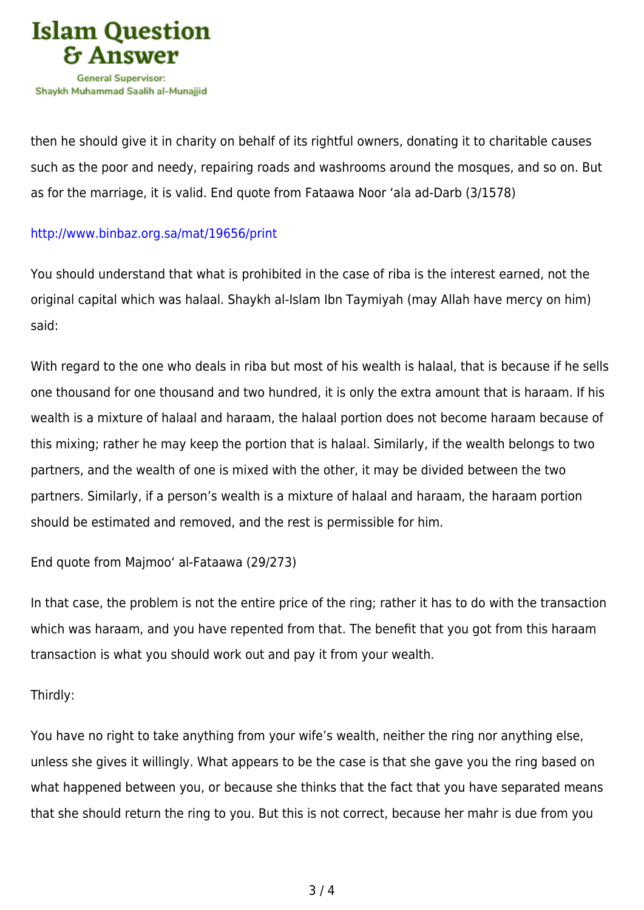then he should give it in charity on behalf of its rightful owners, donating it to charitable causes such as the poor and needy, repairing roads and washrooms around the mosques, and so on. But as for the marriage, it is valid. End quote from Fataawa Noor 'ala ad-Darb (3/1578)

http://www.binbaz.org.sa/mat/19656/print

You should understand that what is prohibited in the case of riba is the interest earned, not the original capital which was halaal. Shaykh al-Islam Ibn Taymiyah (may Allah have mercy on him) said:

With regard to the one who deals in riba but most of his wealth is halaal, that is because if he sells one thousand for one thousand and two hundred, it is only the extra amount that is haraam. If his wealth is a mixture of halaal and haraam, the halaal portion does not become haraam because of this mixing; rather he may keep the portion that is halaal. Similarly, if the wealth belongs to two partners, and the wealth of one is mixed with the other, it may be divided between the two partners. Similarly, if a person's wealth is a mixture of halaal and haraam, the haraam portion should be estimated and removed, and the rest is permissible for him.

End quote from Majmoo' al-Fataawa (29/273)

In that case, the problem is not the entire price of the ring; rather it has to do with the transaction which was haraam, and you have repented from that. The benefit that you got from this haraam transaction is what you should work out and pay it from your wealth.

Thirdly:

You have no right to take anything from your wife's wealth, neither the ring nor anything else, unless she gives it willingly. What appears to be the case is that she gave you the ring based on what happened between you, or because she thinks that the fact that you have separated means that she should return the ring to you. But this is not correct, because her mahr is due from you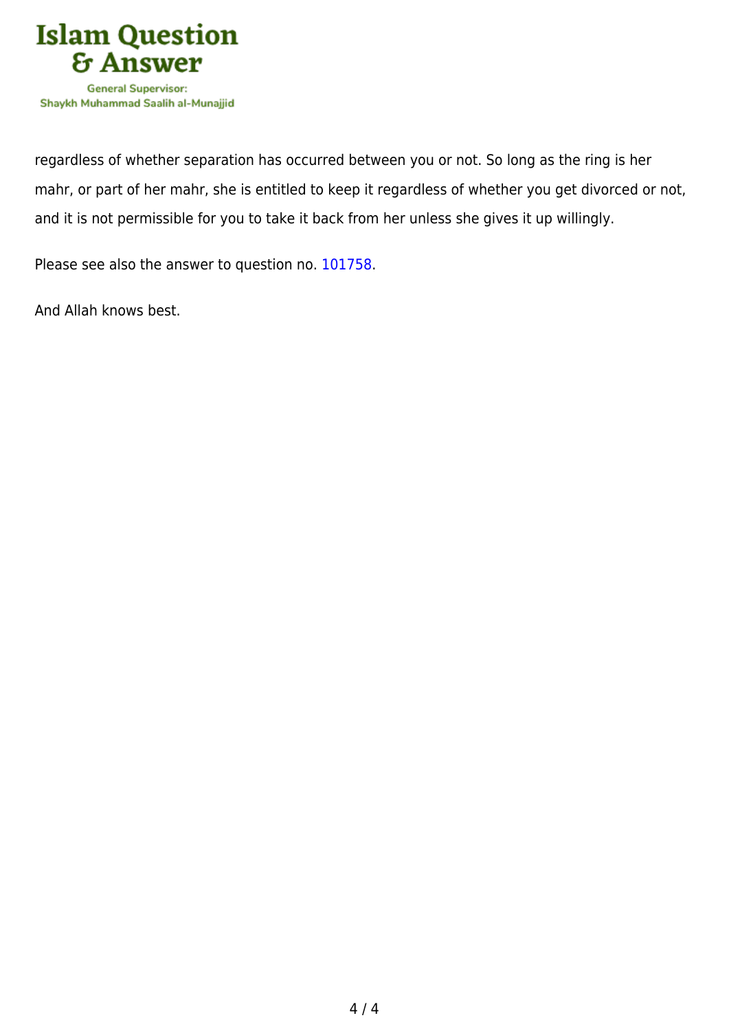regardless of whether separation has occurred between you or not. So long as the ring is her mahr, or part of her mahr, she is entitled to keep it regardless of whether you get divorced or not, and it is not permissible for you to take it back from her unless she gives it up willingly.

Please see also the answer to question no. 101758.

And Allah knows best.